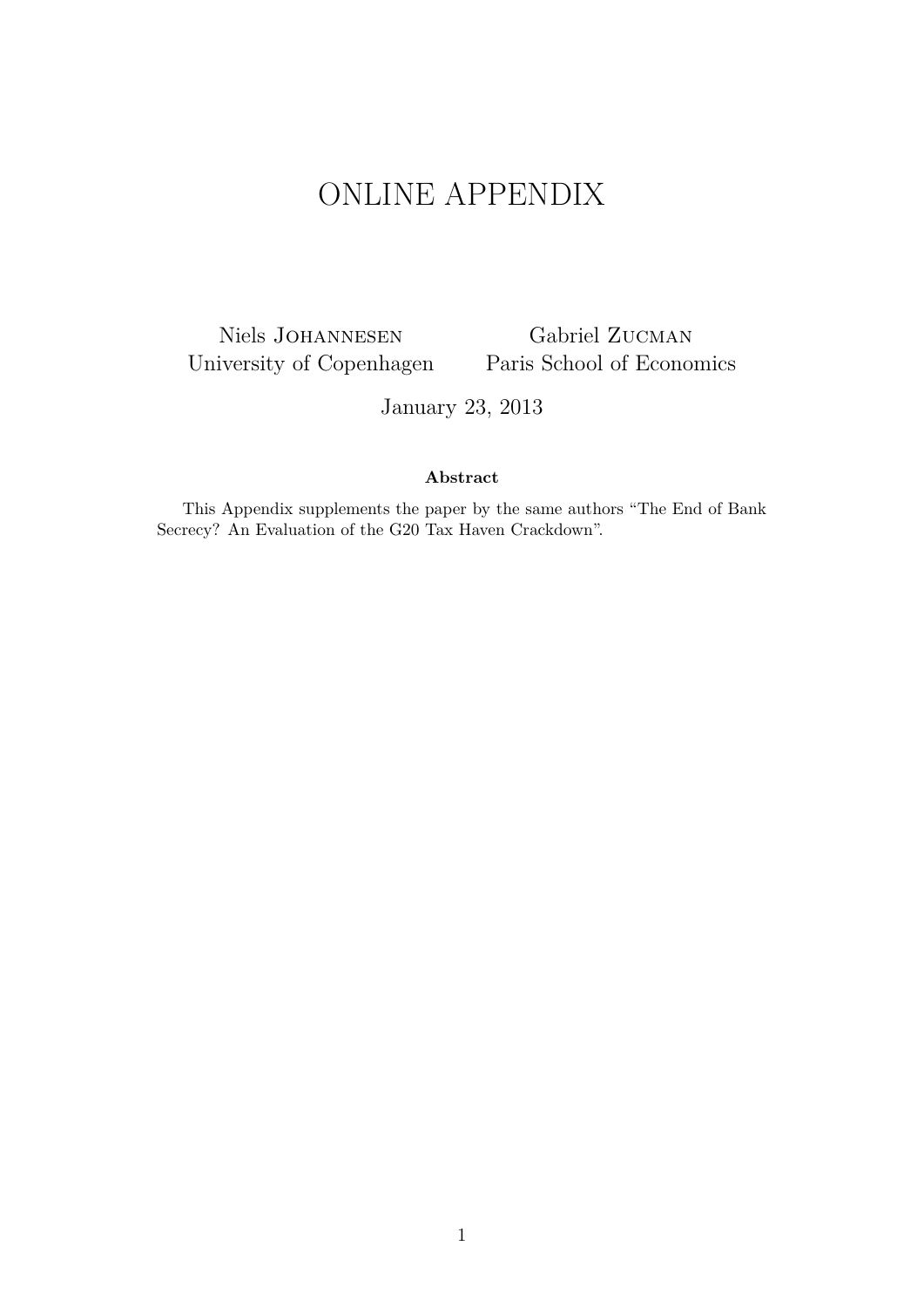# ONLINE APPENDIX

Niels Johannesen
University of Copenhagen

Gabriel Zucman
Paris School of Economics

January 23, 2013

**Abstract**

This Appendix supplements the paper by the same authors "The End of Bank Secrecy? An Evaluation of the G20 Tax Haven Crackdown".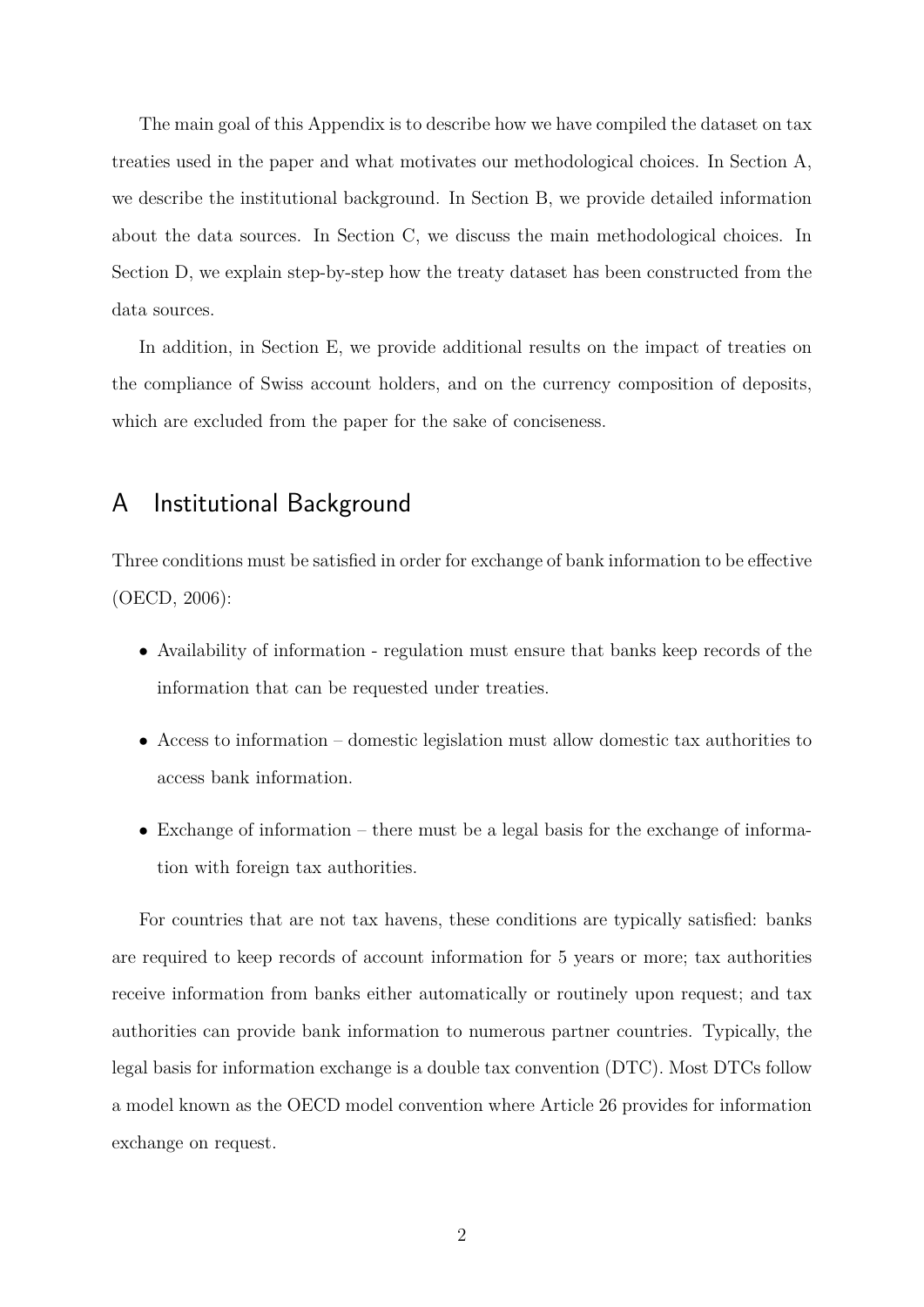The main goal of this Appendix is to describe how we have compiled the dataset on tax treaties used in the paper and what motivates our methodological choices. In Section A, we describe the institutional background. In Section B, we provide detailed information about the data sources. In Section C, we discuss the main methodological choices. In Section D, we explain step-by-step how the treaty dataset has been constructed from the data sources.

In addition, in Section E, we provide additional results on the impact of treaties on the compliance of Swiss account holders, and on the currency composition of deposits, which are excluded from the paper for the sake of conciseness.

## A Institutional Background

Three conditions must be satisfied in order for exchange of bank information to be effective (OECD, 2006):

- Availability of information - regulation must ensure that banks keep records of the information that can be requested under treaties.
- Access to information – domestic legislation must allow domestic tax authorities to access bank information.
- Exchange of information – there must be a legal basis for the exchange of information with foreign tax authorities.

For countries that are not tax havens, these conditions are typically satisfied: banks are required to keep records of account information for 5 years or more; tax authorities receive information from banks either automatically or routinely upon request; and tax authorities can provide bank information to numerous partner countries. Typically, the legal basis for information exchange is a double tax convention (DTC). Most DTCs follow a model known as the OECD model convention where Article 26 provides for information exchange on request.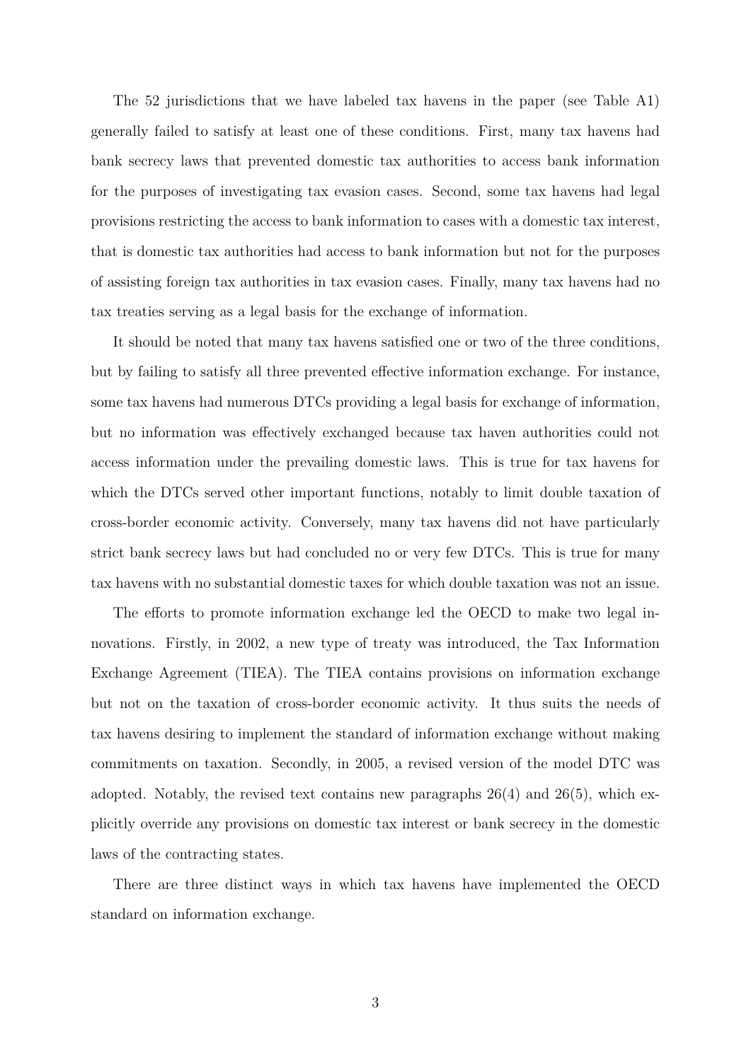The 52 jurisdictions that we have labeled tax havens in the paper (see Table A1) generally failed to satisfy at least one of these conditions. First, many tax havens had bank secrecy laws that prevented domestic tax authorities to access bank information for the purposes of investigating tax evasion cases. Second, some tax havens had legal provisions restricting the access to bank information to cases with a domestic tax interest, that is domestic tax authorities had access to bank information but not for the purposes of assisting foreign tax authorities in tax evasion cases. Finally, many tax havens had no tax treaties serving as a legal basis for the exchange of information.

It should be noted that many tax havens satisfied one or two of the three conditions, but by failing to satisfy all three prevented effective information exchange. For instance, some tax havens had numerous DTCs providing a legal basis for exchange of information, but no information was effectively exchanged because tax haven authorities could not access information under the prevailing domestic laws. This is true for tax havens for which the DTCs served other important functions, notably to limit double taxation of cross-border economic activity. Conversely, many tax havens did not have particularly strict bank secrecy laws but had concluded no or very few DTCs. This is true for many tax havens with no substantial domestic taxes for which double taxation was not an issue.

The efforts to promote information exchange led the OECD to make two legal innovations. Firstly, in 2002, a new type of treaty was introduced, the Tax Information Exchange Agreement (TIEA). The TIEA contains provisions on information exchange but not on the taxation of cross-border economic activity. It thus suits the needs of tax havens desiring to implement the standard of information exchange without making commitments on taxation. Secondly, in 2005, a revised version of the model DTC was adopted. Notably, the revised text contains new paragraphs 26(4) and 26(5), which explicitly override any provisions on domestic tax interest or bank secrecy in the domestic laws of the contracting states.

There are three distinct ways in which tax havens have implemented the OECD standard on information exchange.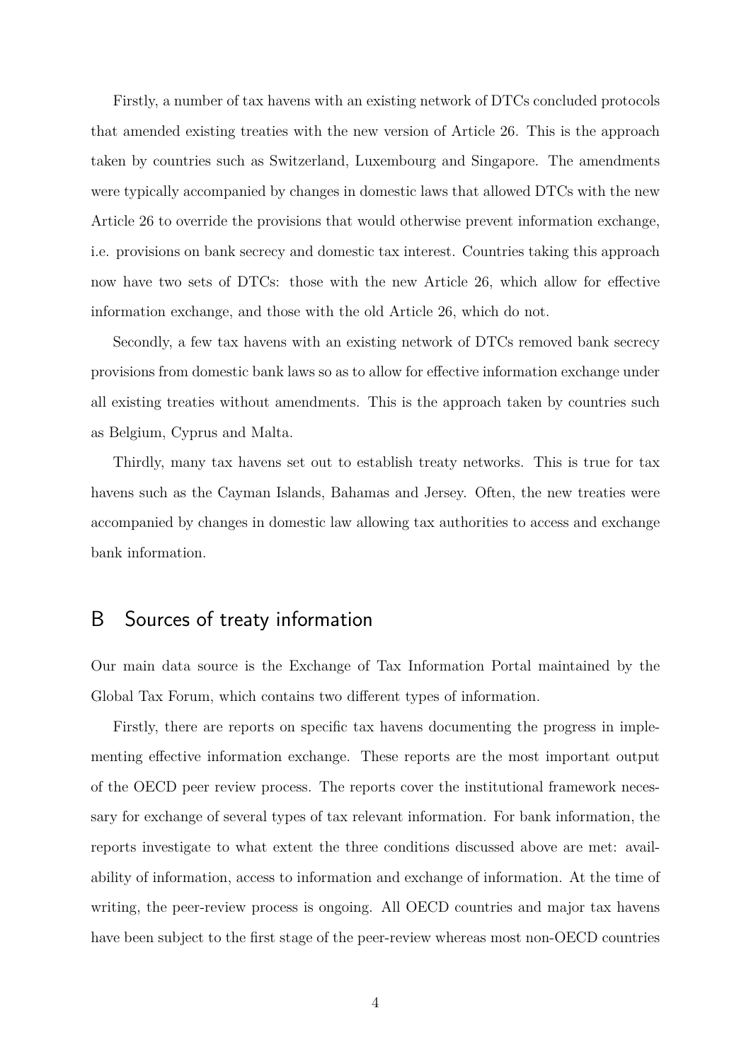Firstly, a number of tax havens with an existing network of DTCs concluded protocols that amended existing treaties with the new version of Article 26. This is the approach taken by countries such as Switzerland, Luxembourg and Singapore. The amendments were typically accompanied by changes in domestic laws that allowed DTCs with the new Article 26 to override the provisions that would otherwise prevent information exchange, i.e. provisions on bank secrecy and domestic tax interest. Countries taking this approach now have two sets of DTCs: those with the new Article 26, which allow for effective information exchange, and those with the old Article 26, which do not.

Secondly, a few tax havens with an existing network of DTCs removed bank secrecy provisions from domestic bank laws so as to allow for effective information exchange under all existing treaties without amendments. This is the approach taken by countries such as Belgium, Cyprus and Malta.

Thirdly, many tax havens set out to establish treaty networks. This is true for tax havens such as the Cayman Islands, Bahamas and Jersey. Often, the new treaties were accompanied by changes in domestic law allowing tax authorities to access and exchange bank information.

## B Sources of treaty information

Our main data source is the Exchange of Tax Information Portal maintained by the Global Tax Forum, which contains two different types of information.

Firstly, there are reports on specific tax havens documenting the progress in implementing effective information exchange. These reports are the most important output of the OECD peer review process. The reports cover the institutional framework necessary for exchange of several types of tax relevant information. For bank information, the reports investigate to what extent the three conditions discussed above are met: availability of information, access to information and exchange of information. At the time of writing, the peer-review process is ongoing. All OECD countries and major tax havens have been subject to the first stage of the peer-review whereas most non-OECD countries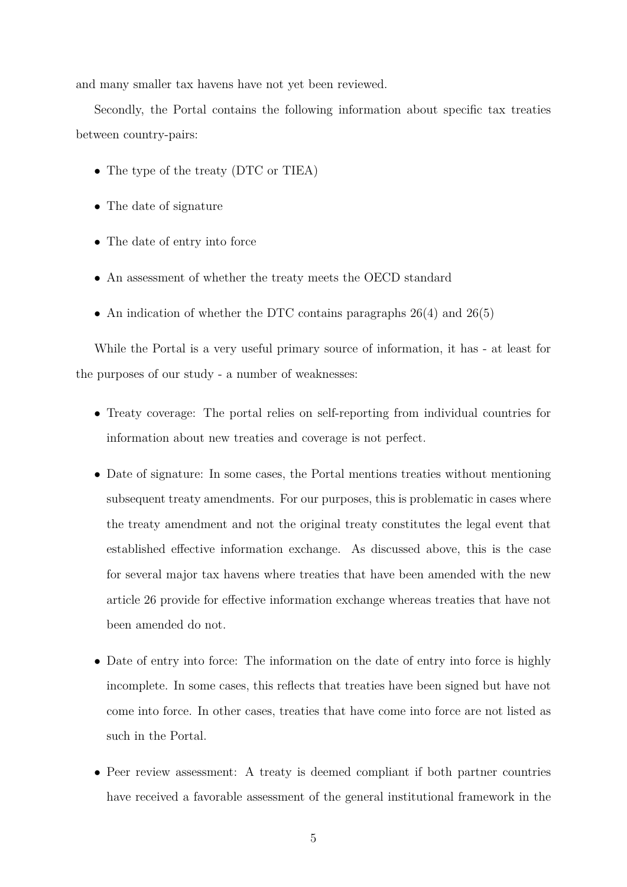and many smaller tax havens have not yet been reviewed.

Secondly, the Portal contains the following information about specific tax treaties between country-pairs:

- The type of the treaty (DTC or TIEA)
- The date of signature
- The date of entry into force
- An assessment of whether the treaty meets the OECD standard
- An indication of whether the DTC contains paragraphs 26(4) and 26(5)

While the Portal is a very useful primary source of information, it has - at least for the purposes of our study - a number of weaknesses:

- Treaty coverage: The portal relies on self-reporting from individual countries for information about new treaties and coverage is not perfect.
- Date of signature: In some cases, the Portal mentions treaties without mentioning subsequent treaty amendments. For our purposes, this is problematic in cases where the treaty amendment and not the original treaty constitutes the legal event that established effective information exchange. As discussed above, this is the case for several major tax havens where treaties that have been amended with the new article 26 provide for effective information exchange whereas treaties that have not been amended do not.
- Date of entry into force: The information on the date of entry into force is highly incomplete. In some cases, this reflects that treaties have been signed but have not come into force. In other cases, treaties that have come into force are not listed as such in the Portal.
- Peer review assessment: A treaty is deemed compliant if both partner countries have received a favorable assessment of the general institutional framework in the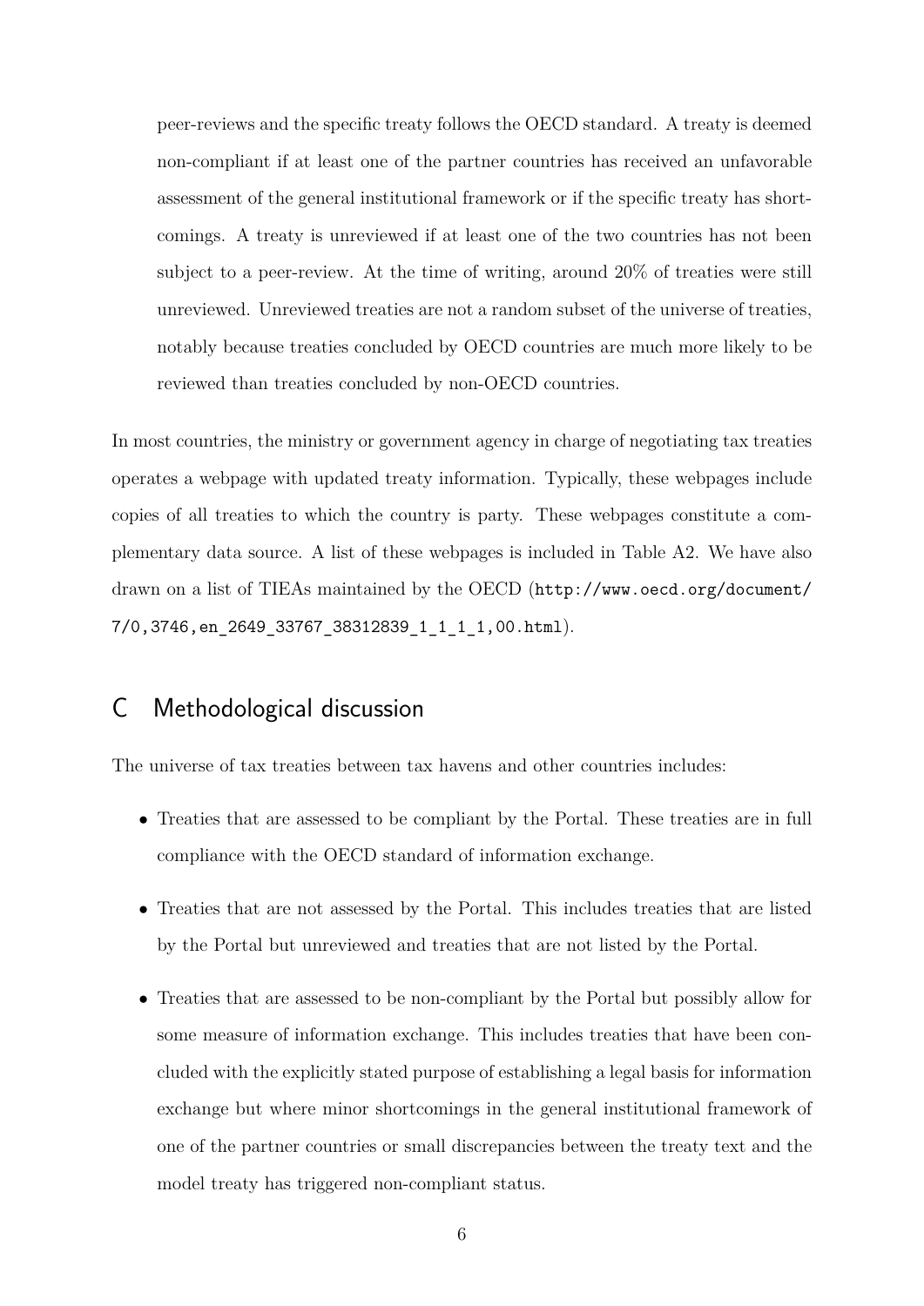peer-reviews and the specific treaty follows the OECD standard. A treaty is deemed non-compliant if at least one of the partner countries has received an unfavorable assessment of the general institutional framework or if the specific treaty has shortcomings. A treaty is unreviewed if at least one of the two countries has not been subject to a peer-review. At the time of writing, around 20% of treaties were still unreviewed. Unreviewed treaties are not a random subset of the universe of treaties, notably because treaties concluded by OECD countries are much more likely to be reviewed than treaties concluded by non-OECD countries.

In most countries, the ministry or government agency in charge of negotiating tax treaties operates a webpage with updated treaty information. Typically, these webpages include copies of all treaties to which the country is party. These webpages constitute a complementary data source. A list of these webpages is included in Table A2. We have also drawn on a list of TIEAs maintained by the OECD (`http://www.oecd.org/document/7/0,3746,en_2649_33767_38312839_1_1_1_1,00.html`).

## C Methodological discussion

The universe of tax treaties between tax havens and other countries includes:

- Treaties that are assessed to be compliant by the Portal. These treaties are in full compliance with the OECD standard of information exchange.
- Treaties that are not assessed by the Portal. This includes treaties that are listed by the Portal but unreviewed and treaties that are not listed by the Portal.
- Treaties that are assessed to be non-compliant by the Portal but possibly allow for some measure of information exchange. This includes treaties that have been concluded with the explicitly stated purpose of establishing a legal basis for information exchange but where minor shortcomings in the general institutional framework of one of the partner countries or small discrepancies between the treaty text and the model treaty has triggered non-compliant status.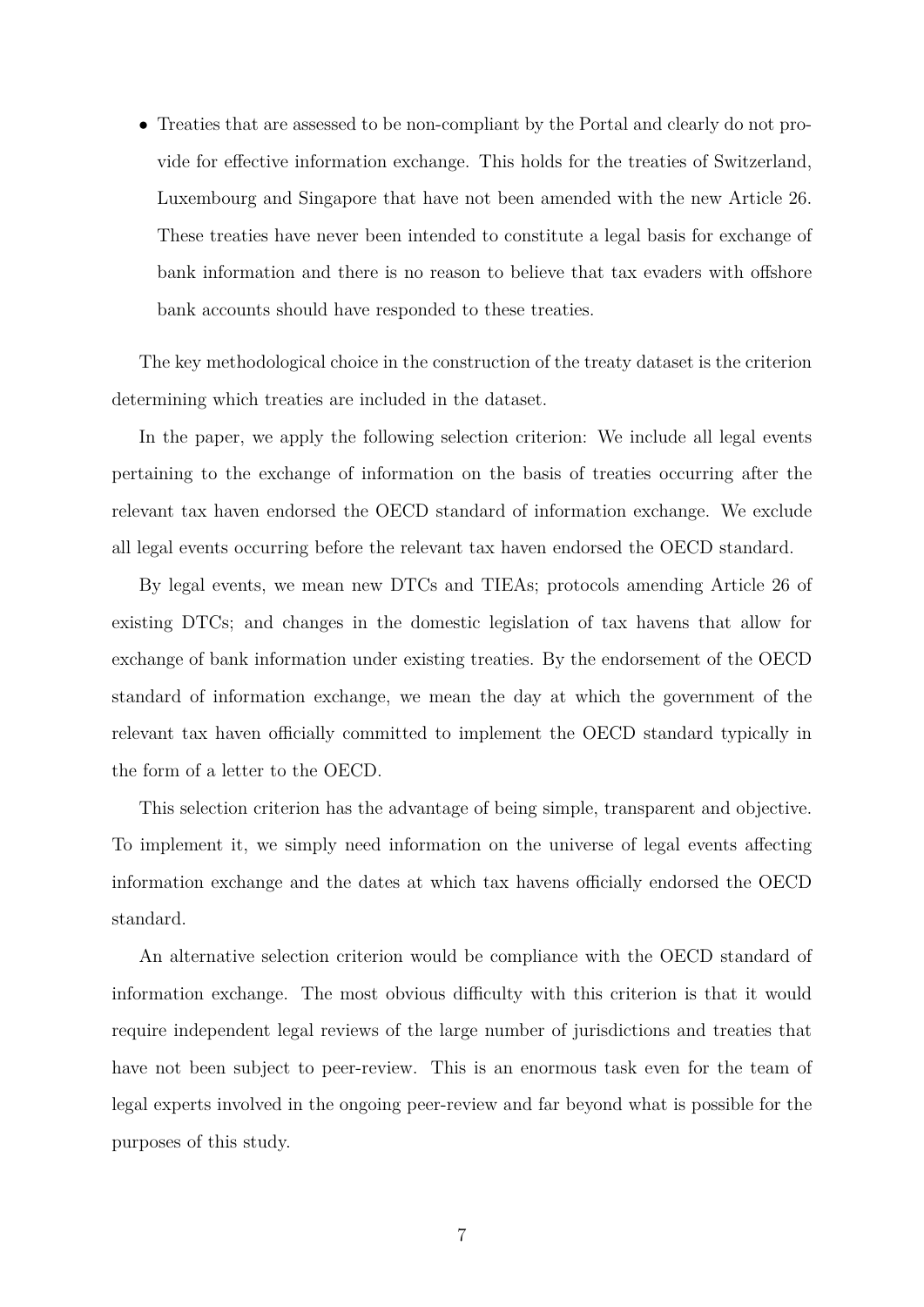- Treaties that are assessed to be non-compliant by the Portal and clearly do not provide for effective information exchange. This holds for the treaties of Switzerland, Luxembourg and Singapore that have not been amended with the new Article 26. These treaties have never been intended to constitute a legal basis for exchange of bank information and there is no reason to believe that tax evaders with offshore bank accounts should have responded to these treaties.

The key methodological choice in the construction of the treaty dataset is the criterion determining which treaties are included in the dataset.

In the paper, we apply the following selection criterion: We include all legal events pertaining to the exchange of information on the basis of treaties occurring after the relevant tax haven endorsed the OECD standard of information exchange. We exclude all legal events occurring before the relevant tax haven endorsed the OECD standard.

By legal events, we mean new DTCs and TIEAs; protocols amending Article 26 of existing DTCs; and changes in the domestic legislation of tax havens that allow for exchange of bank information under existing treaties. By the endorsement of the OECD standard of information exchange, we mean the day at which the government of the relevant tax haven officially committed to implement the OECD standard typically in the form of a letter to the OECD.

This selection criterion has the advantage of being simple, transparent and objective. To implement it, we simply need information on the universe of legal events affecting information exchange and the dates at which tax havens officially endorsed the OECD standard.

An alternative selection criterion would be compliance with the OECD standard of information exchange. The most obvious difficulty with this criterion is that it would require independent legal reviews of the large number of jurisdictions and treaties that have not been subject to peer-review. This is an enormous task even for the team of legal experts involved in the ongoing peer-review and far beyond what is possible for the purposes of this study.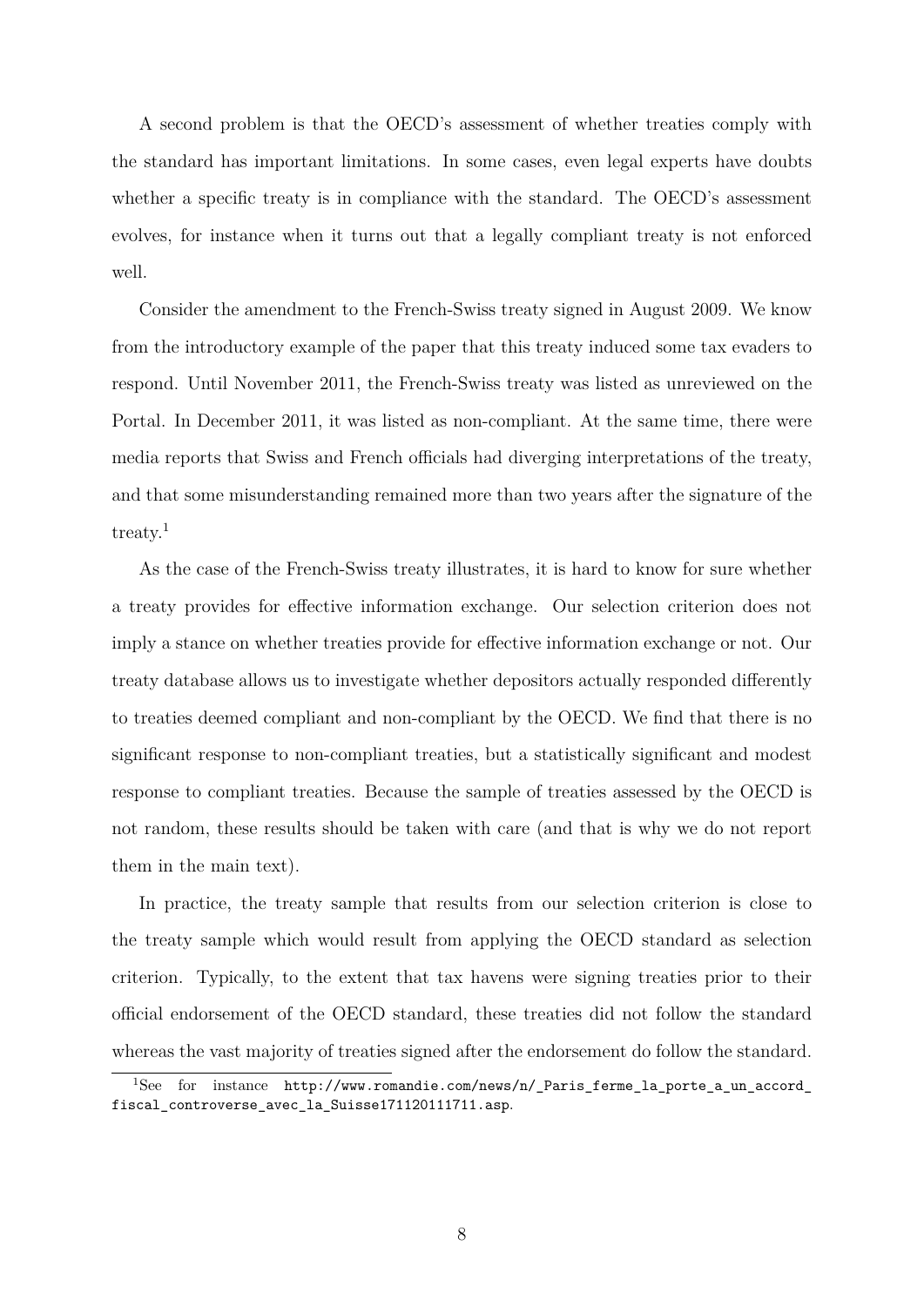A second problem is that the OECD's assessment of whether treaties comply with the standard has important limitations. In some cases, even legal experts have doubts whether a specific treaty is in compliance with the standard. The OECD's assessment evolves, for instance when it turns out that a legally compliant treaty is not enforced well.

Consider the amendment to the French-Swiss treaty signed in August 2009. We know from the introductory example of the paper that this treaty induced some tax evaders to respond. Until November 2011, the French-Swiss treaty was listed as unreviewed on the Portal. In December 2011, it was listed as non-compliant. At the same time, there were media reports that Swiss and French officials had diverging interpretations of the treaty, and that some misunderstanding remained more than two years after the signature of the treaty.[1]

As the case of the French-Swiss treaty illustrates, it is hard to know for sure whether a treaty provides for effective information exchange. Our selection criterion does not imply a stance on whether treaties provide for effective information exchange or not. Our treaty database allows us to investigate whether depositors actually responded differently to treaties deemed compliant and non-compliant by the OECD. We find that there is no significant response to non-compliant treaties, but a statistically significant and modest response to compliant treaties. Because the sample of treaties assessed by the OECD is not random, these results should be taken with care (and that is why we do not report them in the main text).

In practice, the treaty sample that results from our selection criterion is close to the treaty sample which would result from applying the OECD standard as selection criterion. Typically, to the extent that tax havens were signing treaties prior to their official endorsement of the OECD standard, these treaties did not follow the standard whereas the vast majority of treaties signed after the endorsement do follow the standard.

[1] See for instance http://www.romandie.com/news/n/_Paris_ferme_la_porte_a_un_accord_fiscal_controverse_avec_la_Suisse171120111711.asp.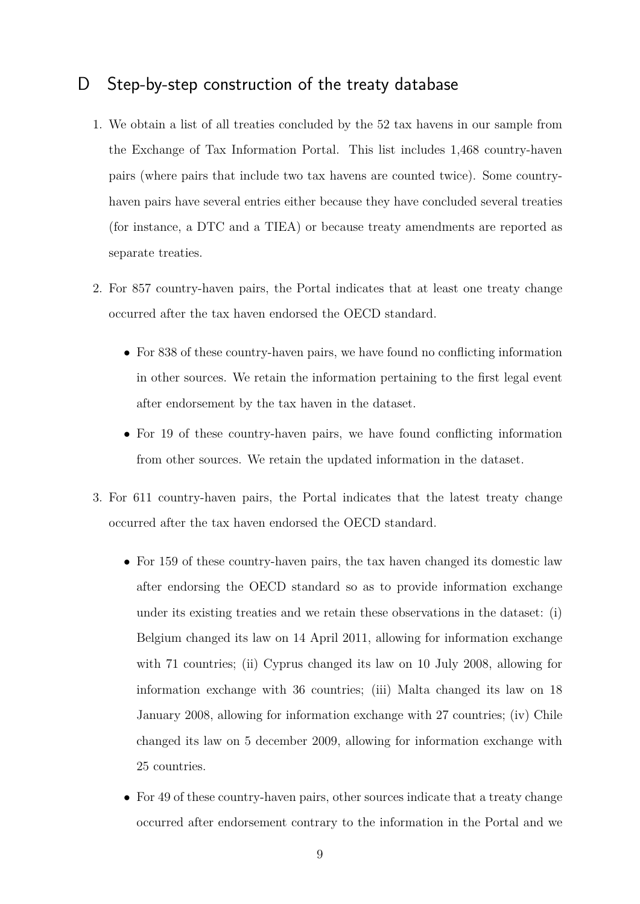## D Step-by-step construction of the treaty database

1. We obtain a list of all treaties concluded by the 52 tax havens in our sample from the Exchange of Tax Information Portal. This list includes 1,468 country-haven pairs (where pairs that include two tax havens are counted twice). Some country-haven pairs have several entries either because they have concluded several treaties (for instance, a DTC and a TIEA) or because treaty amendments are reported as separate treaties.

2. For 857 country-haven pairs, the Portal indicates that at least one treaty change occurred after the tax haven endorsed the OECD standard.

   - For 838 of these country-haven pairs, we have found no conflicting information in other sources. We retain the information pertaining to the first legal event after endorsement by the tax haven in the dataset.
   - For 19 of these country-haven pairs, we have found conflicting information from other sources. We retain the updated information in the dataset.

3. For 611 country-haven pairs, the Portal indicates that the latest treaty change occurred after the tax haven endorsed the OECD standard.

   - For 159 of these country-haven pairs, the tax haven changed its domestic law after endorsing the OECD standard so as to provide information exchange under its existing treaties and we retain these observations in the dataset: (i) Belgium changed its law on 14 April 2011, allowing for information exchange with 71 countries; (ii) Cyprus changed its law on 10 July 2008, allowing for information exchange with 36 countries; (iii) Malta changed its law on 18 January 2008, allowing for information exchange with 27 countries; (iv) Chile changed its law on 5 december 2009, allowing for information exchange with 25 countries.
   - For 49 of these country-haven pairs, other sources indicate that a treaty change occurred after endorsement contrary to the information in the Portal and we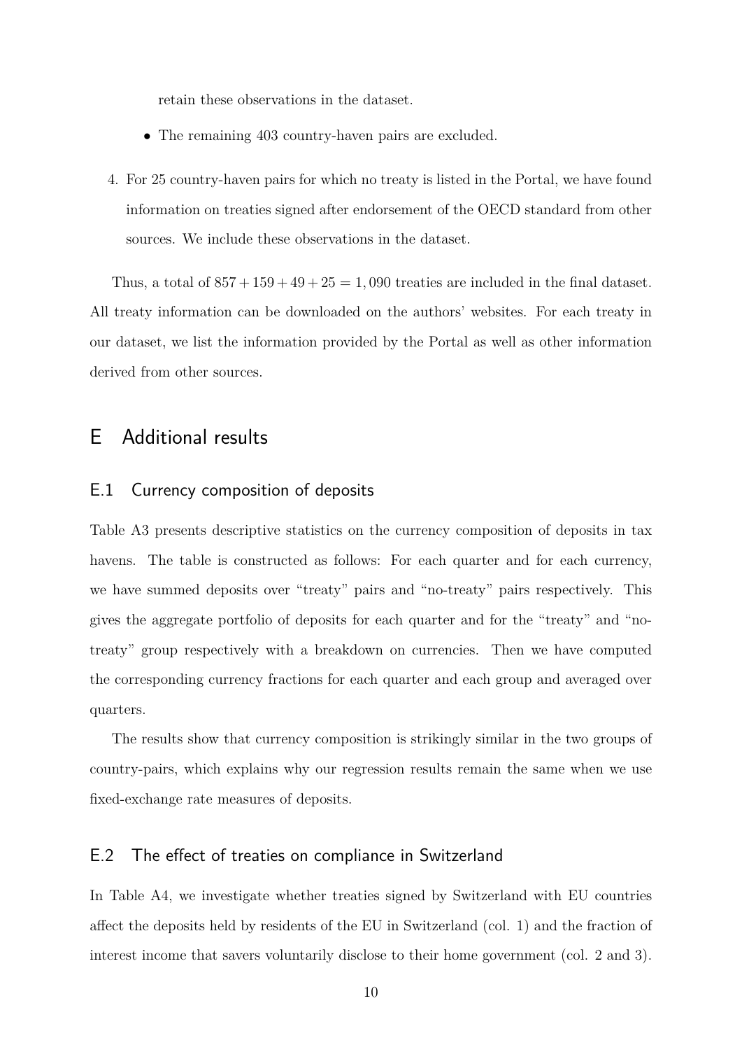retain these observations in the dataset.

- The remaining 403 country-haven pairs are excluded.

4. For 25 country-haven pairs for which no treaty is listed in the Portal, we have found information on treaties signed after endorsement of the OECD standard from other sources. We include these observations in the dataset.

Thus, a total of $857 + 159 + 49 + 25 = 1,090$ treaties are included in the final dataset. All treaty information can be downloaded on the authors' websites. For each treaty in our dataset, we list the information provided by the Portal as well as other information derived from other sources.

# E Additional results

## E.1 Currency composition of deposits

Table A3 presents descriptive statistics on the currency composition of deposits in tax havens. The table is constructed as follows: For each quarter and for each currency, we have summed deposits over "treaty" pairs and "no-treaty" pairs respectively. This gives the aggregate portfolio of deposits for each quarter and for the "treaty" and "no-treaty" group respectively with a breakdown on currencies. Then we have computed the corresponding currency fractions for each quarter and each group and averaged over quarters.

The results show that currency composition is strikingly similar in the two groups of country-pairs, which explains why our regression results remain the same when we use fixed-exchange rate measures of deposits.

## E.2 The effect of treaties on compliance in Switzerland

In Table A4, we investigate whether treaties signed by Switzerland with EU countries affect the deposits held by residents of the EU in Switzerland (col. 1) and the fraction of interest income that savers voluntarily disclose to their home government (col. 2 and 3).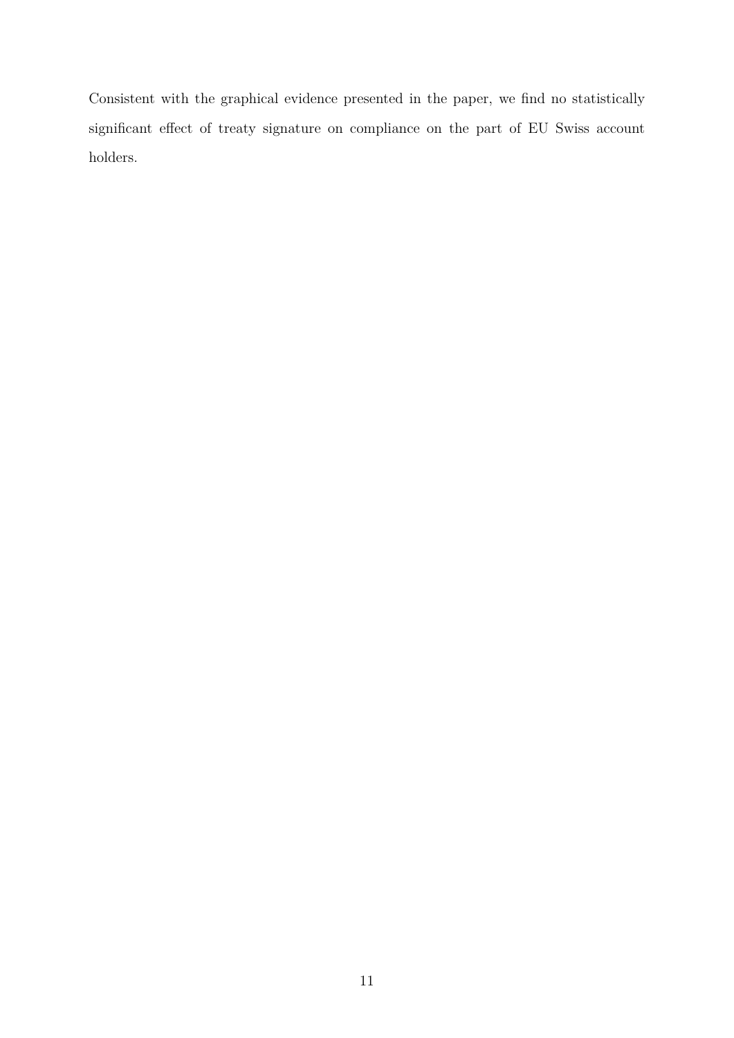Consistent with the graphical evidence presented in the paper, we find no statistically significant effect of treaty signature on compliance on the part of EU Swiss account holders.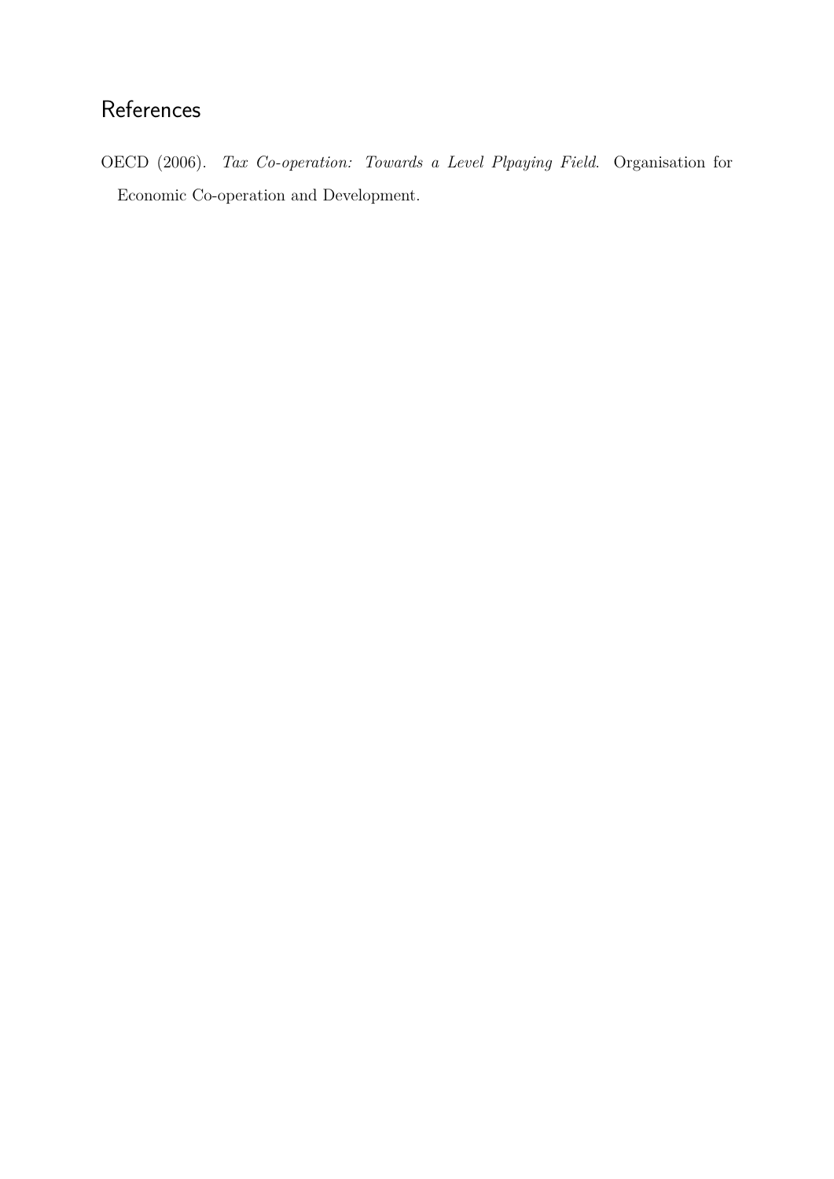## References

OECD (2006). *Tax Co-operation: Towards a Level Plpaying Field*. Organisation for Economic Co-operation and Development.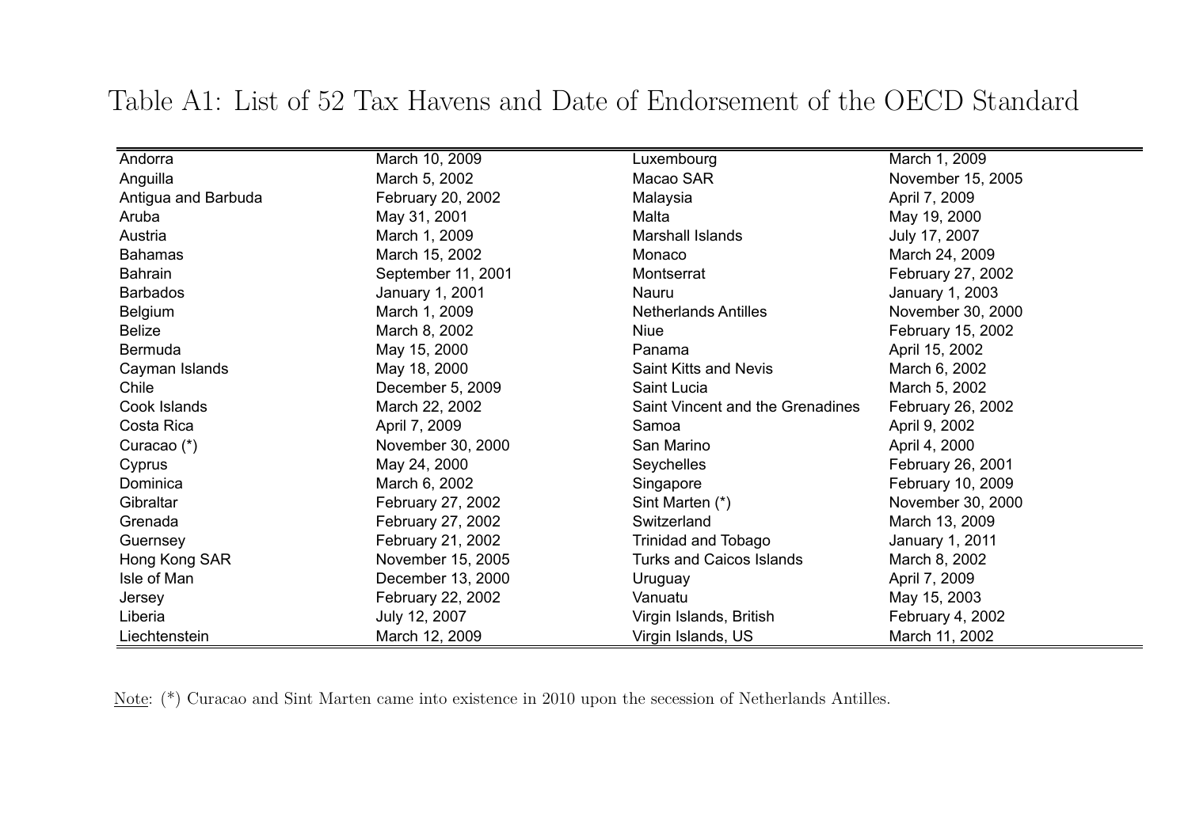Table A1: List of 52 Tax Havens and Date of Endorsement of the OECD Standard

| | | | |
|---|---|---|---|
| Andorra | March 10, 2009 | Luxembourg | March 1, 2009 |
| Anguilla | March 5, 2002 | Macao SAR | November 15, 2005 |
| Antigua and Barbuda | February 20, 2002 | Malaysia | April 7, 2009 |
| Aruba | May 31, 2001 | Malta | May 19, 2000 |
| Austria | March 1, 2009 | Marshall Islands | July 17, 2007 |
| Bahamas | March 15, 2002 | Monaco | March 24, 2009 |
| Bahrain | September 11, 2001 | Montserrat | February 27, 2002 |
| Barbados | January 1, 2001 | Nauru | January 1, 2003 |
| Belgium | March 1, 2009 | Netherlands Antilles | November 30, 2000 |
| Belize | March 8, 2002 | Niue | February 15, 2002 |
| Bermuda | May 15, 2000 | Panama | April 15, 2002 |
| Cayman Islands | May 18, 2000 | Saint Kitts and Nevis | March 6, 2002 |
| Chile | December 5, 2009 | Saint Lucia | March 5, 2002 |
| Cook Islands | March 22, 2002 | Saint Vincent and the Grenadines | February 26, 2002 |
| Costa Rica | April 7, 2009 | Samoa | April 9, 2002 |
| Curacao (*) | November 30, 2000 | San Marino | April 4, 2000 |
| Cyprus | May 24, 2000 | Seychelles | February 26, 2001 |
| Dominica | March 6, 2002 | Singapore | February 10, 2009 |
| Gibraltar | February 27, 2002 | Sint Marten (*) | November 30, 2000 |
| Grenada | February 27, 2002 | Switzerland | March 13, 2009 |
| Guernsey | February 21, 2002 | Trinidad and Tobago | January 1, 2011 |
| Hong Kong SAR | November 15, 2005 | Turks and Caicos Islands | March 8, 2002 |
| Isle of Man | December 13, 2000 | Uruguay | April 7, 2009 |
| Jersey | February 22, 2002 | Vanuatu | May 15, 2003 |
| Liberia | July 12, 2007 | Virgin Islands, British | February 4, 2002 |
| Liechtenstein | March 12, 2009 | Virgin Islands, US | March 11, 2002 |

Note: (*) Curacao and Sint Marten came into existence in 2010 upon the secession of Netherlands Antilles.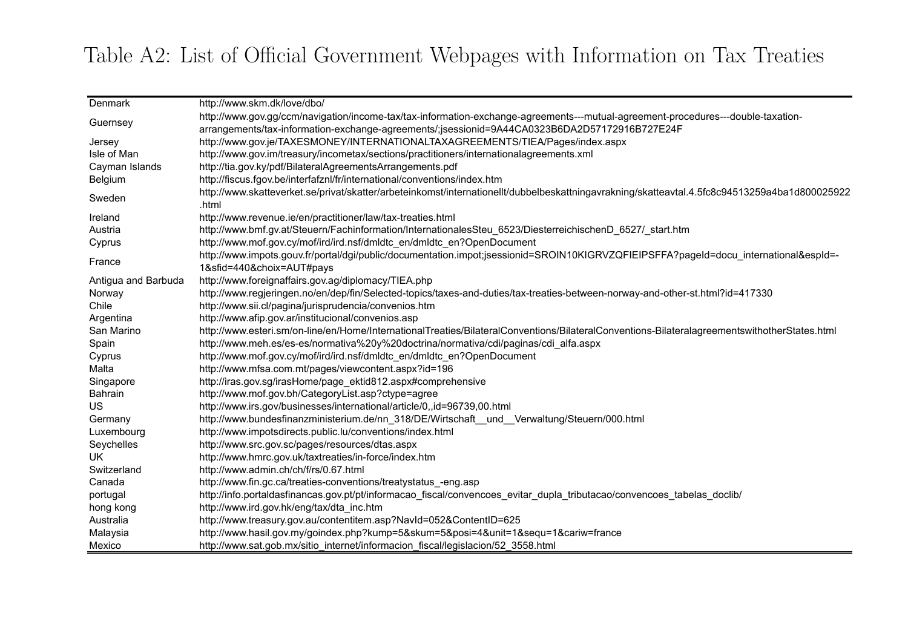Table A2: List of Official Government Webpages with Information on Tax Treaties

| Country | URL |
|---|---|
| Denmark | http://www.skm.dk/love/dbo/ |
| Guernsey | http://www.gov.gg/ccm/navigation/income-tax/tax-information-exchange-agreements---mutual-agreement-procedures---double-taxation-arrangements/tax-information-exchange-agreements/;jsessionid=9A44CA0323B6DA2D57172916B727E24F |
| Jersey | http://www.gov.je/TAXESMONEY/INTERNATIONALTAXAGREEMENTS/TIEA/Pages/index.aspx |
| Isle of Man | http://www.gov.im/treasury/incometax/sections/practitioners/internationalagreements.xml |
| Cayman Islands | http://tia.gov.ky/pdf/BilateralAgreementsArrangements.pdf |
| Belgium | http://fiscus.fgov.be/interfafznl/fr/international/conventions/index.htm |
| Sweden | http://www.skatteverket.se/privat/skatter/arbeteinkomst/internationellt/dubbelbeskattningavrakning/skatteavtal.4.5fc8c94513259a4ba1d800025922.html |
| Ireland | http://www.revenue.ie/en/practitioner/law/tax-treaties.html |
| Austria | http://www.bmf.gv.at/Steuern/Fachinformation/InternationalesSteu_6523/DiesterreichischenD_6527/_start.htm |
| Cyprus | http://www.mof.gov.cy/mof/ird/ird.nsf/dmldtc_en/dmldtc_en?OpenDocument |
| France | http://www.impots.gouv.fr/portal/dgi/public/documentation.impot;jsessionid=SROIN10KIGRVZQFIEIPSFFA?pageId=docu_international&espId=-1&sfid=440&choix=AUT#pays |
| Antigua and Barbuda | http://www.foreignaffairs.gov.ag/diplomacy/TIEA.php |
| Norway | http://www.regjeringen.no/en/dep/fin/Selected-topics/taxes-and-duties/tax-treaties-between-norway-and-other-st.html?id=417330 |
| Chile | http://www.sii.cl/pagina/jurisprudencia/convenios.htm |
| Argentina | http://www.afip.gov.ar/institucional/convenios.asp |
| San Marino | http://www.esteri.sm/on-line/en/Home/InternationalTreaties/BilateralConventions/BilateralConventions-BilateralagreementswithotherStates.html |
| Spain | http://www.meh.es/es-es/normativa%20y%20doctrina/normativa/cdi/paginas/cdi_alfa.aspx |
| Cyprus | http://www.mof.gov.cy/mof/ird/ird.nsf/dmldtc_en/dmldtc_en?OpenDocument |
| Malta | http://www.mfsa.com.mt/pages/viewcontent.aspx?id=196 |
| Singapore | http://iras.gov.sg/irasHome/page_ektid812.aspx#comprehensive |
| Bahrain | http://www.mof.gov.bh/CategoryList.asp?ctype=agree |
| US | http://www.irs.gov/businesses/international/article/0,,id=96739,00.html |
| Germany | http://www.bundesfinanzministerium.de/nn_318/DE/Wirtschaft__und__Verwaltung/Steuern/000.html |
| Luxembourg | http://www.impotsdirects.public.lu/conventions/index.html |
| Seychelles | http://www.src.gov.sc/pages/resources/dtas.aspx |
| UK | http://www.hmrc.gov.uk/taxtreaties/in-force/index.htm |
| Switzerland | http://www.admin.ch/ch/f/rs/0.67.html |
| Canada | http://www.fin.gc.ca/treaties-conventions/treatystatus_-eng.asp |
| portugal | http://info.portaldasfinancas.gov.pt/pt/informacao_fiscal/convencoes_evitar_dupla_tributacao/convencoes_tabelas_doclib/ |
| hong kong | http://www.ird.gov.hk/eng/tax/dta_inc.htm |
| Australia | http://www.treasury.gov.au/contentitem.asp?NavId=052&ContentID=625 |
| Malaysia | http://www.hasil.gov.my/goindex.php?kump=5&skum=5&posi=4&unit=1&sequ=1&cariw=france |
| Mexico | http://www.sat.gob.mx/sitio_internet/informacion_fiscal/legislacion/52_3558.html |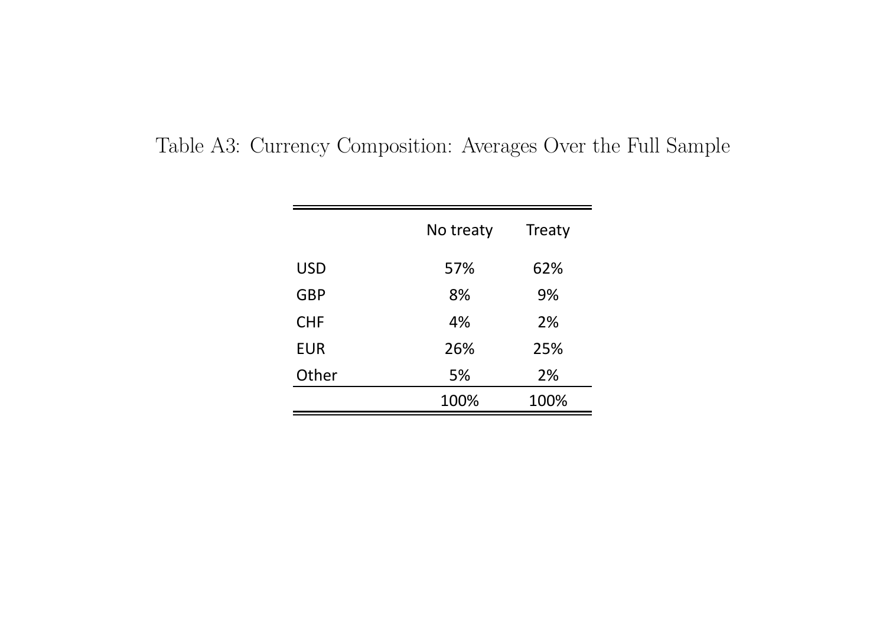Table A3: Currency Composition: Averages Over the Full Sample

| | No treaty | Treaty |
|---|---|---|
| USD | 57% | 62% |
| GBP | 8% | 9% |
| CHF | 4% | 2% |
| EUR | 26% | 25% |
| Other | 5% | 2% |
| | 100% | 100% |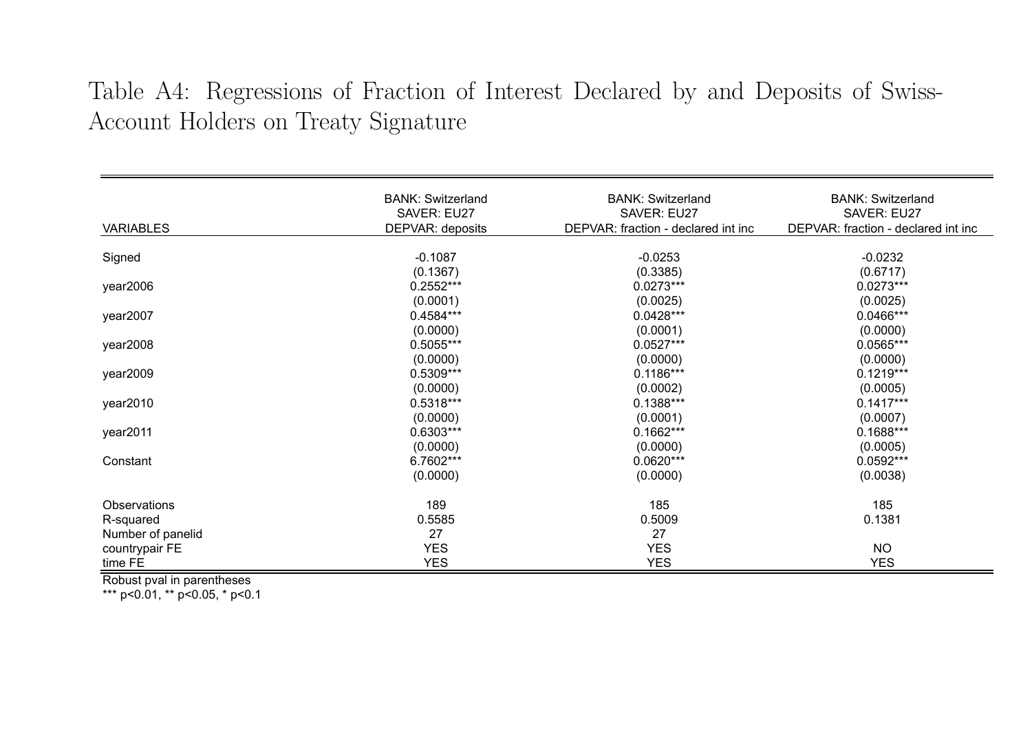# Table A4: Regressions of Fraction of Interest Declared by and Deposits of Swiss-Account Holders on Treaty Signature

| VARIABLES | BANK: Switzerland<br>SAVER: EU27<br>DEPVAR: deposits | BANK: Switzerland<br>SAVER: EU27<br>DEPVAR: fraction - declared int inc | BANK: Switzerland<br>SAVER: EU27<br>DEPVAR: fraction - declared int inc |
|---|---|---|---|
| Signed | -0.1087 | -0.0253 | -0.0232 |
| | (0.1367) | (0.3385) | (0.6717) |
| year2006 | 0.2552*** | 0.0273*** | 0.0273*** |
| | (0.0001) | (0.0025) | (0.0025) |
| year2007 | 0.4584*** | 0.0428*** | 0.0466*** |
| | (0.0000) | (0.0001) | (0.0000) |
| year2008 | 0.5055*** | 0.0527*** | 0.0565*** |
| | (0.0000) | (0.0000) | (0.0000) |
| year2009 | 0.5309*** | 0.1186*** | 0.1219*** |
| | (0.0000) | (0.0002) | (0.0005) |
| year2010 | 0.5318*** | 0.1388*** | 0.1417*** |
| | (0.0000) | (0.0001) | (0.0007) |
| year2011 | 0.6303*** | 0.1662*** | 0.1688*** |
| | (0.0000) | (0.0000) | (0.0005) |
| Constant | 6.7602*** | 0.0620*** | 0.0592*** |
| | (0.0000) | (0.0000) | (0.0038) |
| Observations | 189 | 185 | 185 |
| R-squared | 0.5585 | 0.5009 | 0.1381 |
| Number of panelid | 27 | 27 | |
| countrypair FE | YES | YES | NO |
| time FE | YES | YES | YES |

Robust pval in parentheses

*** p<0.01, ** p<0.05, * p<0.1